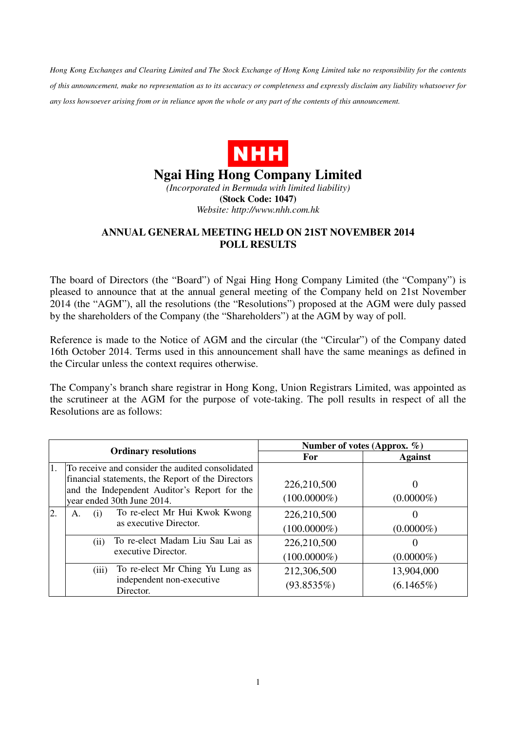*Hong Kong Exchanges and Clearing Limited and The Stock Exchange of Hong Kong Limited take no responsibility for the contents of this announcement, make no representation as to its accuracy or completeness and expressly disclaim any liability whatsoever for any loss howsoever arising from or in reliance upon the whole or any part of the contents of this announcement.*

**NHH**

# Ngai Hing Hong Company Limited

*(Incorporated in Bermuda with limited liability)*

**(Stock Code: 1047)**

*Website: http://www.nhh.com.hk*

## ANNUAL GENERAL MEETING HELD ON 21ST NOVEMBER 2014 POLL RESULTS

The board of Directors (the "Board") of Ngai Hing Hong Company Limited (the "Company") is pleased to announce that at the annual general meeting of the Company held on 21st November 2014 (the "AGM"), all the resolutions (the "Resolutions") proposed at the AGM were duly passed by the shareholders of the Company (the "Shareholders") at the AGM by way of poll.

Reference is made to the Notice of AGM and the circular (the "Circular") of the Company dated 16th October 2014. Terms used in this announcement shall have the same meanings as defined in the Circular unless the context requires otherwise.

The Company's branch share registrar in Hong Kong, Union Registrars Limited, was appointed as the scrutineer at the AGM for the purpose of vote-taking. The poll results in respect of all the Resolutions are as follows:

| Ordinary resolutions | | Number of votes (Approx. %) | |
|---|---|---|---|
| | | **For** | **Against** |
| 1. | To receive and consider the audited consolidated financial statements, the Report of the Directors and the Independent Auditor's Report for the year ended 30th June 2014. | 226,210,500 (100.0000%) | 0 (0.0000%) |
| 2. | A. (i) To re-elect Mr Hui Kwok Kwong as executive Director. | 226,210,500 (100.0000%) | 0 (0.0000%) |
| | (ii) To re-elect Madam Liu Sau Lai as executive Director. | 226,210,500 (100.0000%) | 0 (0.0000%) |
| | (iii) To re-elect Mr Ching Yu Lung as independent non-executive Director. | 212,306,500 (93.8535%) | 13,904,000 (6.1465%) |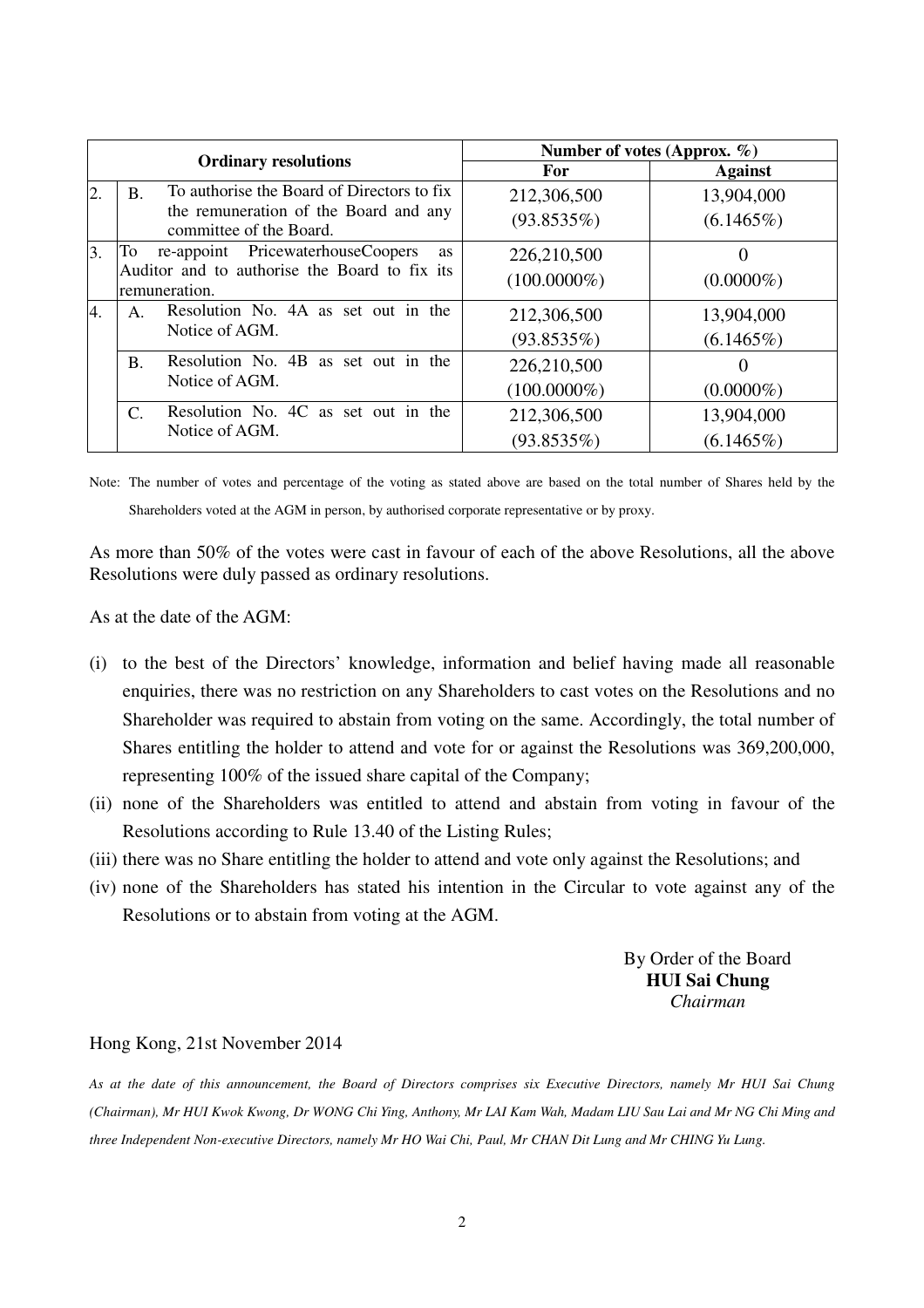| Ordinary resolutions | | Number of votes (Approx. %) | |
|---|---|---|---|
| | | For | Against |
| 2. | B. To authorise the Board of Directors to fix the remuneration of the Board and any committee of the Board. | 212,306,500 (93.8535%) | 13,904,000 (6.1465%) |
| 3. | To re-appoint PricewaterhouseCoopers as Auditor and to authorise the Board to fix its remuneration. | 226,210,500 (100.0000%) | 0 (0.0000%) |
| 4. | A. Resolution No. 4A as set out in the Notice of AGM. | 212,306,500 (93.8535%) | 13,904,000 (6.1465%) |
| | B. Resolution No. 4B as set out in the Notice of AGM. | 226,210,500 (100.0000%) | 0 (0.0000%) |
| | C. Resolution No. 4C as set out in the Notice of AGM. | 212,306,500 (93.8535%) | 13,904,000 (6.1465%) |

Note: The number of votes and percentage of the voting as stated above are based on the total number of Shares held by the Shareholders voted at the AGM in person, by authorised corporate representative or by proxy.

As more than 50% of the votes were cast in favour of each of the above Resolutions, all the above Resolutions were duly passed as ordinary resolutions.

As at the date of the AGM:

(i) to the best of the Directors' knowledge, information and belief having made all reasonable enquiries, there was no restriction on any Shareholders to cast votes on the Resolutions and no Shareholder was required to abstain from voting on the same. Accordingly, the total number of Shares entitling the holder to attend and vote for or against the Resolutions was 369,200,000, representing 100% of the issued share capital of the Company;

(ii) none of the Shareholders was entitled to attend and abstain from voting in favour of the Resolutions according to Rule 13.40 of the Listing Rules;

(iii) there was no Share entitling the holder to attend and vote only against the Resolutions; and

(iv) none of the Shareholders has stated his intention in the Circular to vote against any of the Resolutions or to abstain from voting at the AGM.

By Order of the Board
**HUI Sai Chung**
*Chairman*

Hong Kong, 21st November 2014

*As at the date of this announcement, the Board of Directors comprises six Executive Directors, namely Mr HUI Sai Chung (Chairman), Mr HUI Kwok Kwong, Dr WONG Chi Ying, Anthony, Mr LAI Kam Wah, Madam LIU Sau Lai and Mr NG Chi Ming and three Independent Non-executive Directors, namely Mr HO Wai Chi, Paul, Mr CHAN Dit Lung and Mr CHING Yu Lung.*